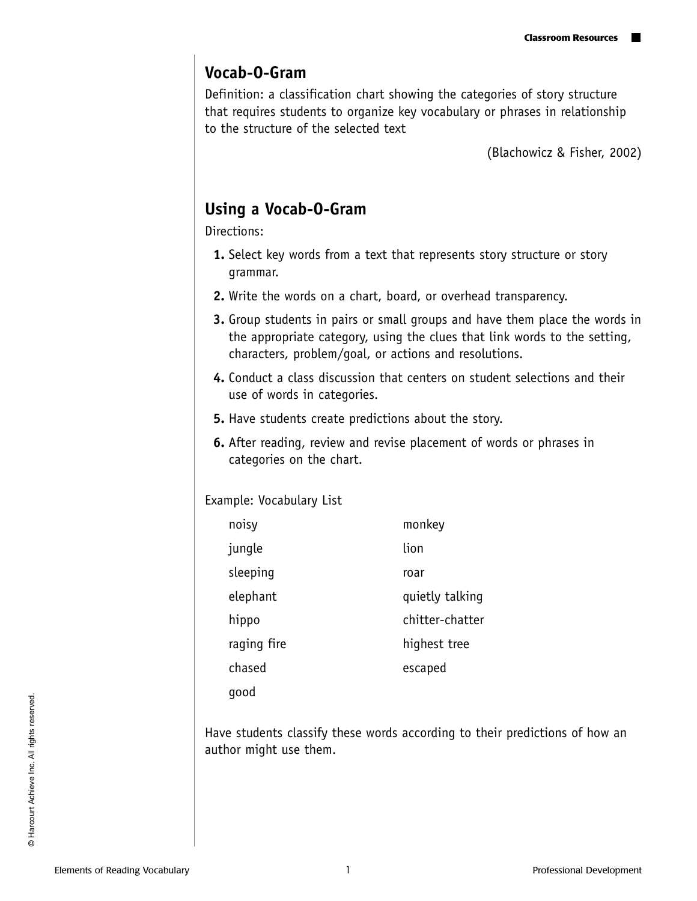## Vocab-O-Gram

Definition: a classification chart showing the categories of story structure that requires students to organize key vocabulary or phrases in relationship to the structure of the selected text

(Blachowicz & Fisher, 2002)

## Using a Vocab-O-Gram

Directions:

1. Select key words from a text that represents story structure or story grammar.
2. Write the words on a chart, board, or overhead transparency.
3. Group students in pairs or small groups and have them place the words in the appropriate category, using the clues that link words to the setting, characters, problem/goal, or actions and resolutions.
4. Conduct a class discussion that centers on student selections and their use of words in categories.
5. Have students create predictions about the story.
6. After reading, review and revise placement of words or phrases in categories on the chart.

Example: Vocabulary List

| | |
|---|---|
| noisy | monkey |
| jungle | lion |
| sleeping | roar |
| elephant | quietly talking |
| hippo | chitter-chatter |
| raging fire | highest tree |
| chased | escaped |
| good | |

Have students classify these words according to their predictions of how an author might use them.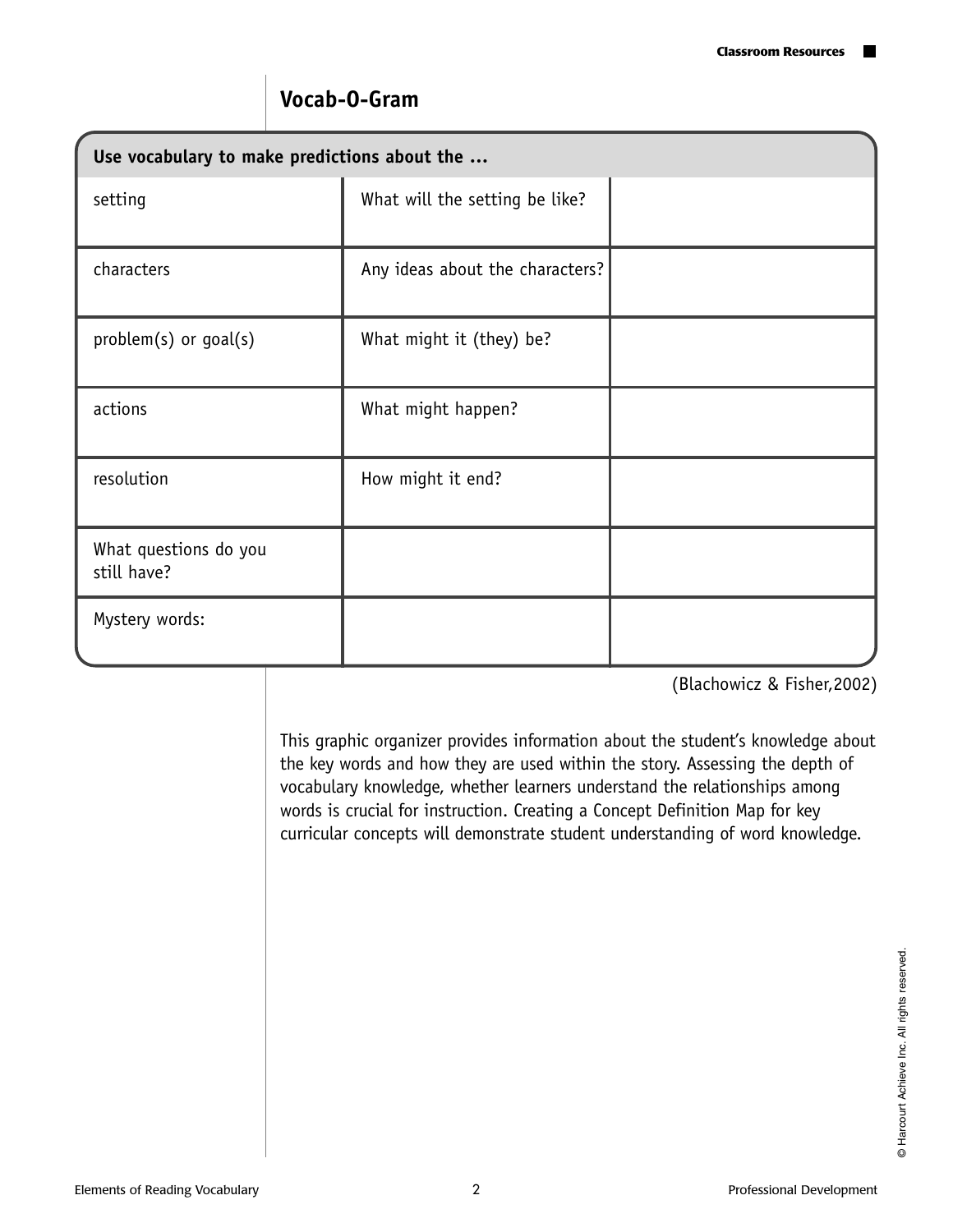## Vocab-O-Gram

| Use vocabulary to make predictions about the ... | | |
|---|---|---|
| setting | What will the setting be like? | |
| characters | Any ideas about the characters? | |
| problem(s) or goal(s) | What might it (they) be? | |
| actions | What might happen? | |
| resolution | How might it end? | |
| What questions do you still have? | | |
| Mystery words: | | |

(Blachowicz & Fisher,2002)

This graphic organizer provides information about the student's knowledge about the key words and how they are used within the story. Assessing the depth of vocabulary knowledge, whether learners understand the relationships among words is crucial for instruction. Creating a Concept Definition Map for key curricular concepts will demonstrate student understanding of word knowledge.